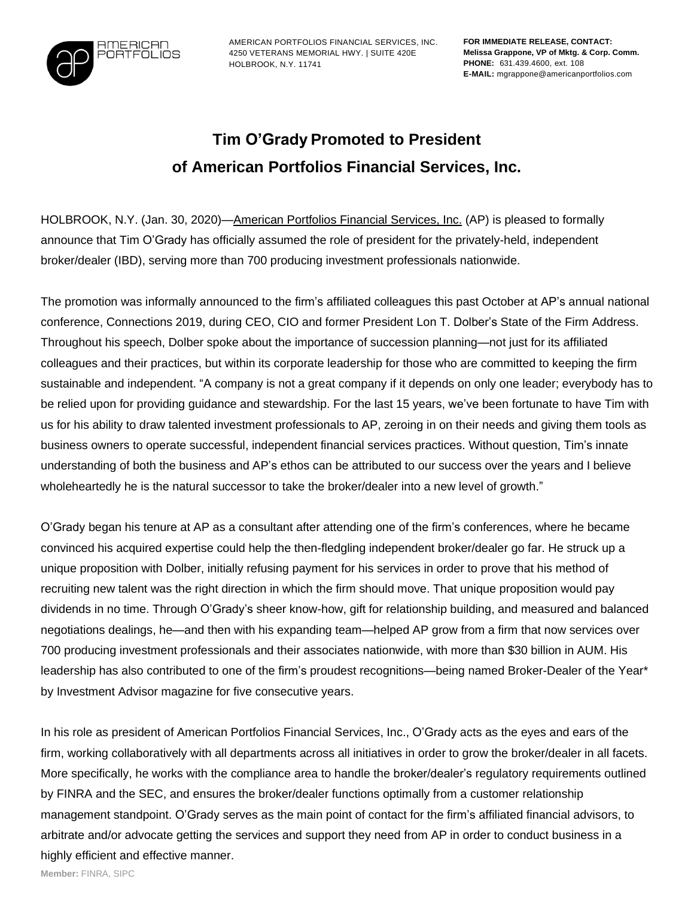AMERICAN PORTFOLIOS FINANCIAL SERVICES, INC.
4250 VETERANS MEMORIAL HWY. | SUITE 420E
HOLBROOK, N.Y. 11741

**FOR IMMEDIATE RELEASE, CONTACT:**
**Melissa Grappone, VP of Mktg. & Corp. Comm.**
**PHONE:** 631.439.4600, ext. 108
**E-MAIL:** mgrappone@americanportfolios.com

# Tim O'Grady Promoted to President of American Portfolios Financial Services, Inc.

HOLBROOK, N.Y. (Jan. 30, 2020)—American Portfolios Financial Services, Inc. (AP) is pleased to formally announce that Tim O'Grady has officially assumed the role of president for the privately-held, independent broker/dealer (IBD), serving more than 700 producing investment professionals nationwide.

The promotion was informally announced to the firm's affiliated colleagues this past October at AP's annual national conference, Connections 2019, during CEO, CIO and former President Lon T. Dolber's State of the Firm Address. Throughout his speech, Dolber spoke about the importance of succession planning—not just for its affiliated colleagues and their practices, but within its corporate leadership for those who are committed to keeping the firm sustainable and independent. "A company is not a great company if it depends on only one leader; everybody has to be relied upon for providing guidance and stewardship. For the last 15 years, we've been fortunate to have Tim with us for his ability to draw talented investment professionals to AP, zeroing in on their needs and giving them tools as business owners to operate successful, independent financial services practices. Without question, Tim's innate understanding of both the business and AP's ethos can be attributed to our success over the years and I believe wholeheartedly he is the natural successor to take the broker/dealer into a new level of growth."

O'Grady began his tenure at AP as a consultant after attending one of the firm's conferences, where he became convinced his acquired expertise could help the then-fledgling independent broker/dealer go far. He struck up a unique proposition with Dolber, initially refusing payment for his services in order to prove that his method of recruiting new talent was the right direction in which the firm should move. That unique proposition would pay dividends in no time. Through O'Grady's sheer know-how, gift for relationship building, and measured and balanced negotiations dealings, he—and then with his expanding team—helped AP grow from a firm that now services over 700 producing investment professionals and their associates nationwide, with more than $30 billion in AUM. His leadership has also contributed to one of the firm's proudest recognitions—being named Broker-Dealer of the Year* by Investment Advisor magazine for five consecutive years.

In his role as president of American Portfolios Financial Services, Inc., O'Grady acts as the eyes and ears of the firm, working collaboratively with all departments across all initiatives in order to grow the broker/dealer in all facets. More specifically, he works with the compliance area to handle the broker/dealer's regulatory requirements outlined by FINRA and the SEC, and ensures the broker/dealer functions optimally from a customer relationship management standpoint. O'Grady serves as the main point of contact for the firm's affiliated financial advisors, to arbitrate and/or advocate getting the services and support they need from AP in order to conduct business in a highly efficient and effective manner.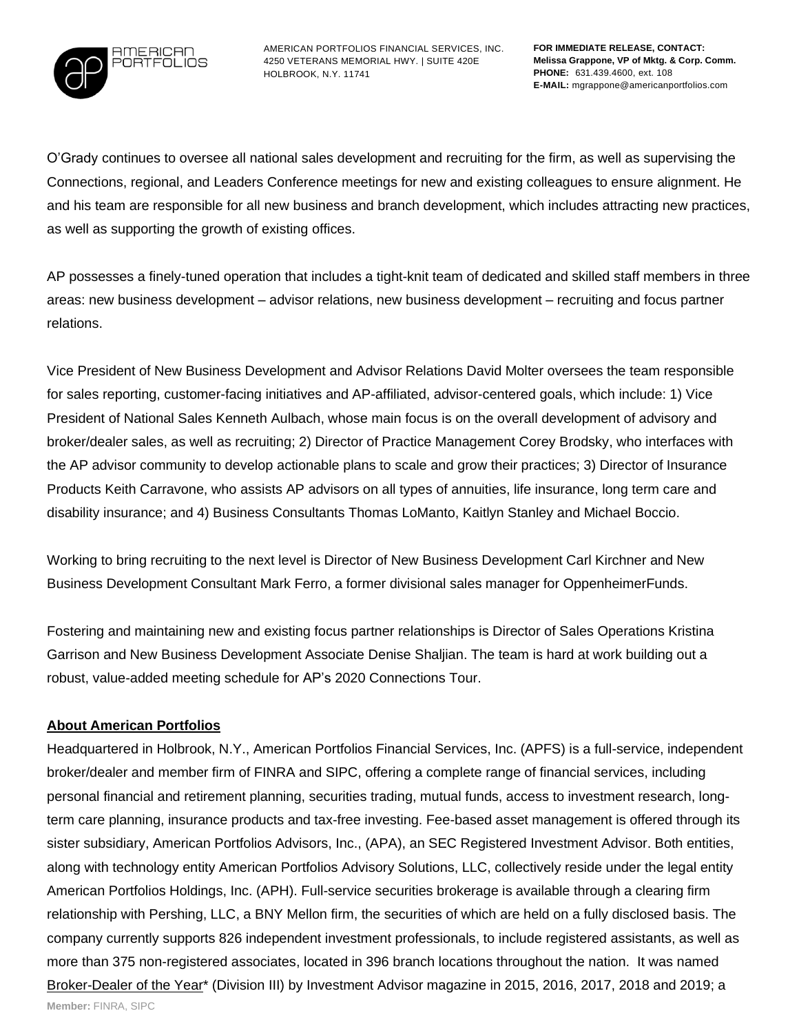O'Grady continues to oversee all national sales development and recruiting for the firm, as well as supervising the Connections, regional, and Leaders Conference meetings for new and existing colleagues to ensure alignment. He and his team are responsible for all new business and branch development, which includes attracting new practices, as well as supporting the growth of existing offices.

AP possesses a finely-tuned operation that includes a tight-knit team of dedicated and skilled staff members in three areas: new business development – advisor relations, new business development – recruiting and focus partner relations.

Vice President of New Business Development and Advisor Relations David Molter oversees the team responsible for sales reporting, customer-facing initiatives and AP-affiliated, advisor-centered goals, which include: 1) Vice President of National Sales Kenneth Aulbach, whose main focus is on the overall development of advisory and broker/dealer sales, as well as recruiting; 2) Director of Practice Management Corey Brodsky, who interfaces with the AP advisor community to develop actionable plans to scale and grow their practices; 3) Director of Insurance Products Keith Carravone, who assists AP advisors on all types of annuities, life insurance, long term care and disability insurance; and 4) Business Consultants Thomas LoManto, Kaitlyn Stanley and Michael Boccio.

Working to bring recruiting to the next level is Director of New Business Development Carl Kirchner and New Business Development Consultant Mark Ferro, a former divisional sales manager for OppenheimerFunds.

Fostering and maintaining new and existing focus partner relationships is Director of Sales Operations Kristina Garrison and New Business Development Associate Denise Shaljian. The team is hard at work building out a robust, value-added meeting schedule for AP's 2020 Connections Tour.

**About American Portfolios**

Headquartered in Holbrook, N.Y., American Portfolios Financial Services, Inc. (APFS) is a full-service, independent broker/dealer and member firm of FINRA and SIPC, offering a complete range of financial services, including personal financial and retirement planning, securities trading, mutual funds, access to investment research, long-term care planning, insurance products and tax-free investing. Fee-based asset management is offered through its sister subsidiary, American Portfolios Advisors, Inc., (APA), an SEC Registered Investment Advisor. Both entities, along with technology entity American Portfolios Advisory Solutions, LLC, collectively reside under the legal entity American Portfolios Holdings, Inc. (APH). Full-service securities brokerage is available through a clearing firm relationship with Pershing, LLC, a BNY Mellon firm, the securities of which are held on a fully disclosed basis. The company currently supports 826 independent investment professionals, to include registered assistants, as well as more than 375 non-registered associates, located in 396 branch locations throughout the nation. It was named Broker-Dealer of the Year* (Division III) by Investment Advisor magazine in 2015, 2016, 2017, 2018 and 2019; a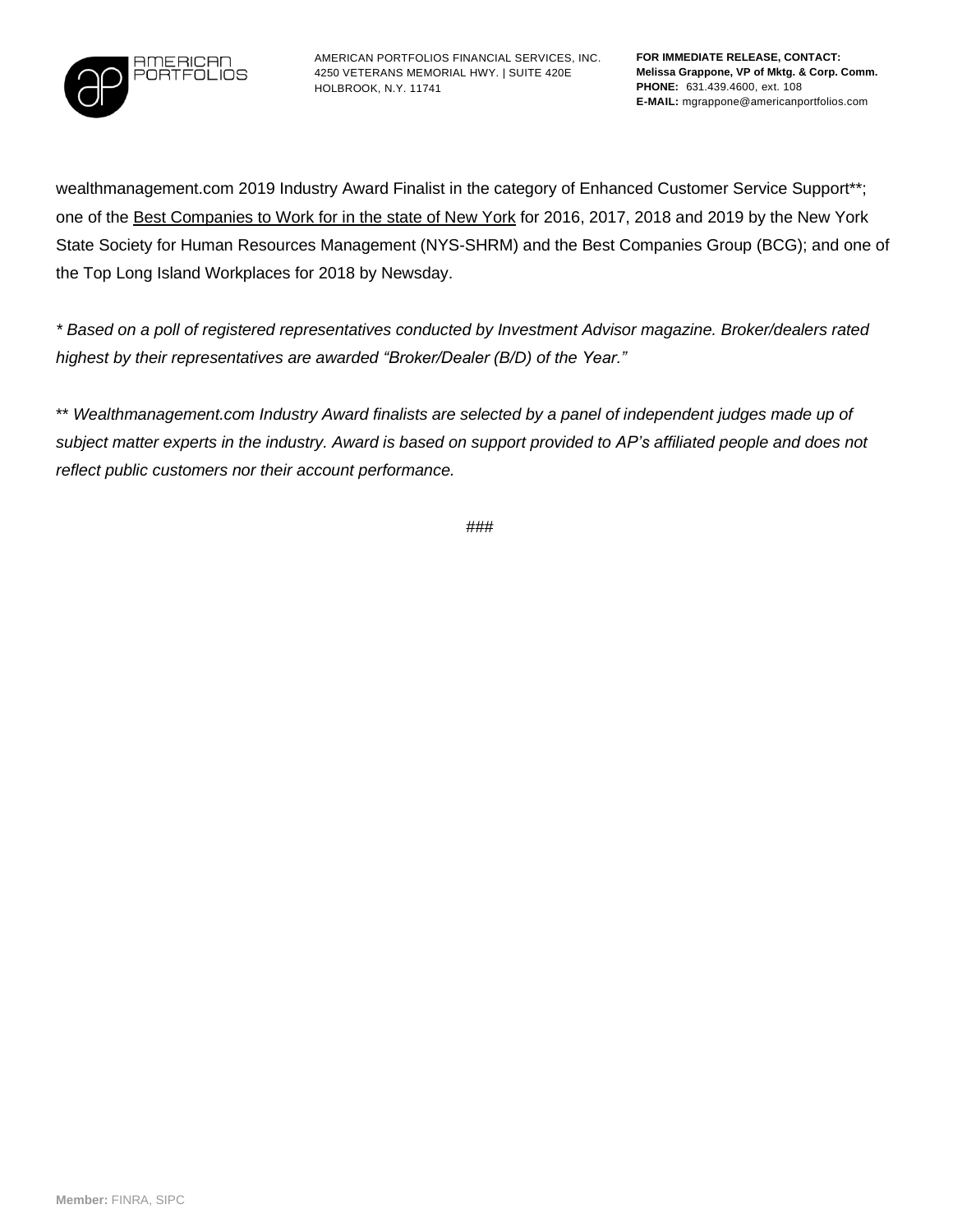wealthmanagement.com 2019 Industry Award Finalist in the category of Enhanced Customer Service Support**; one of the Best Companies to Work for in the state of New York for 2016, 2017, 2018 and 2019 by the New York State Society for Human Resources Management (NYS-SHRM) and the Best Companies Group (BCG); and one of the Top Long Island Workplaces for 2018 by Newsday.

*\* Based on a poll of registered representatives conducted by Investment Advisor magazine. Broker/dealers rated highest by their representatives are awarded "Broker/Dealer (B/D) of the Year."*

** *Wealthmanagement.com Industry Award finalists are selected by a panel of independent judges made up of subject matter experts in the industry. Award is based on support provided to AP's affiliated people and does not reflect public customers nor their account performance.*

###